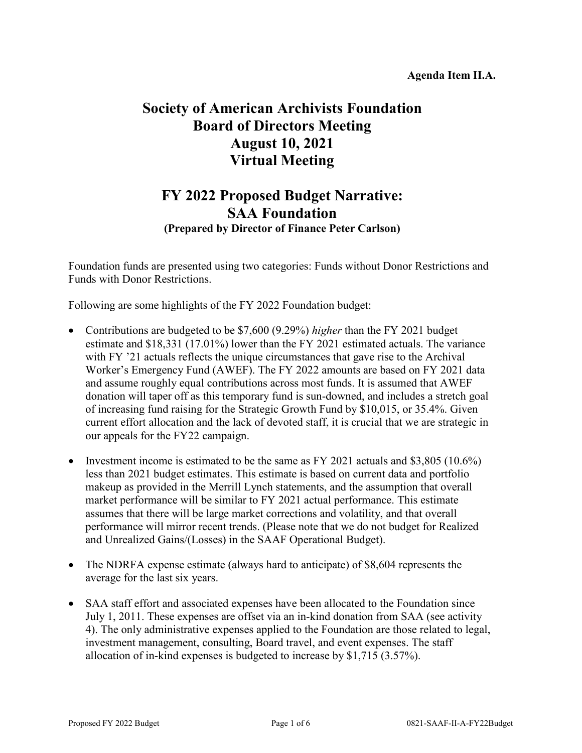**Agenda Item II.A.**

# Society of American Archivists Foundation Board of Directors Meeting August 10, 2021 Virtual Meeting

## FY 2022 Proposed Budget Narrative: SAA Foundation

**(Prepared by Director of Finance Peter Carlson)**

Foundation funds are presented using two categories: Funds without Donor Restrictions and Funds with Donor Restrictions.

Following are some highlights of the FY 2022 Foundation budget:

- Contributions are budgeted to be $7,600 (9.29%) *higher* than the FY 2021 budget estimate and $18,331 (17.01%) lower than the FY 2021 estimated actuals. The variance with FY '21 actuals reflects the unique circumstances that gave rise to the Archival Worker's Emergency Fund (AWEF). The FY 2022 amounts are based on FY 2021 data and assume roughly equal contributions across most funds. It is assumed that AWEF donation will taper off as this temporary fund is sun-downed, and includes a stretch goal of increasing fund raising for the Strategic Growth Fund by $10,015, or 35.4%. Given current effort allocation and the lack of devoted staff, it is crucial that we are strategic in our appeals for the FY22 campaign.

- Investment income is estimated to be the same as FY 2021 actuals and $3,805 (10.6%) less than 2021 budget estimates. This estimate is based on current data and portfolio makeup as provided in the Merrill Lynch statements, and the assumption that overall market performance will be similar to FY 2021 actual performance. This estimate assumes that there will be large market corrections and volatility, and that overall performance will mirror recent trends. (Please note that we do not budget for Realized and Unrealized Gains/(Losses) in the SAAF Operational Budget).

- The NDRFA expense estimate (always hard to anticipate) of $8,604 represents the average for the last six years.

- SAA staff effort and associated expenses have been allocated to the Foundation since July 1, 2011. These expenses are offset via an in-kind donation from SAA (see activity 4). The only administrative expenses applied to the Foundation are those related to legal, investment management, consulting, Board travel, and event expenses. The staff allocation of in-kind expenses is budgeted to increase by $1,715 (3.57%).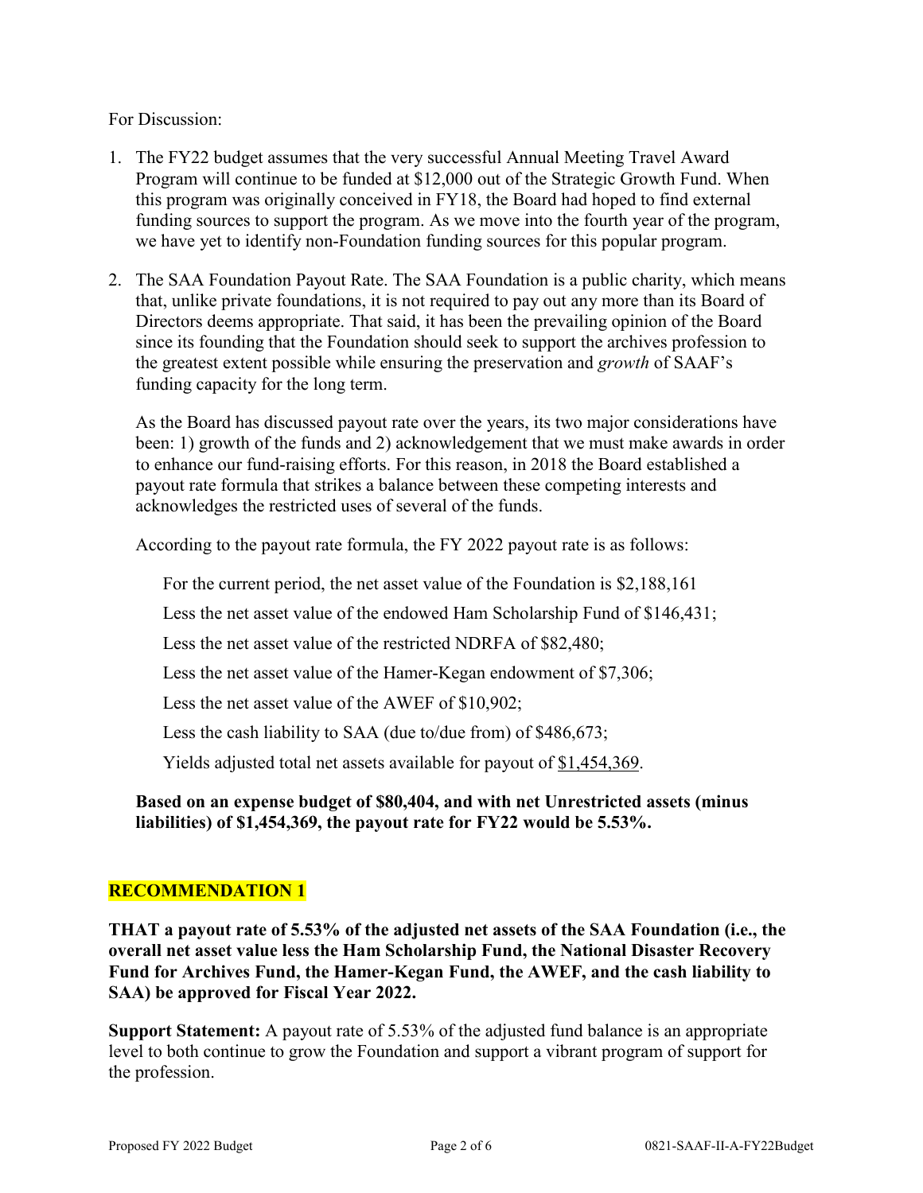For Discussion:

1. The FY22 budget assumes that the very successful Annual Meeting Travel Award Program will continue to be funded at $12,000 out of the Strategic Growth Fund. When this program was originally conceived in FY18, the Board had hoped to find external funding sources to support the program. As we move into the fourth year of the program, we have yet to identify non-Foundation funding sources for this popular program.

2. The SAA Foundation Payout Rate. The SAA Foundation is a public charity, which means that, unlike private foundations, it is not required to pay out any more than its Board of Directors deems appropriate. That said, it has been the prevailing opinion of the Board since its founding that the Foundation should seek to support the archives profession to the greatest extent possible while ensuring the preservation and *growth* of SAAF's funding capacity for the long term.

   As the Board has discussed payout rate over the years, its two major considerations have been: 1) growth of the funds and 2) acknowledgement that we must make awards in order to enhance our fund-raising efforts. For this reason, in 2018 the Board established a payout rate formula that strikes a balance between these competing interests and acknowledges the restricted uses of several of the funds.

   According to the payout rate formula, the FY 2022 payout rate is as follows:

   For the current period, the net asset value of the Foundation is $2,188,161

   Less the net asset value of the endowed Ham Scholarship Fund of $146,431;

   Less the net asset value of the restricted NDRFA of $82,480;

   Less the net asset value of the Hamer-Kegan endowment of $7,306;

   Less the net asset value of the AWEF of $10,902;

   Less the cash liability to SAA (due to/due from) of $486,673;

   Yields adjusted total net assets available for payout of <u>$1,454,369</u>.

   **Based on an expense budget of $80,404, and with net Unrestricted assets (minus liabilities) of $1,454,369, the payout rate for FY22 would be 5.53%.**

## RECOMMENDATION 1

**THAT a payout rate of 5.53% of the adjusted net assets of the SAA Foundation (i.e., the overall net asset value less the Ham Scholarship Fund, the National Disaster Recovery Fund for Archives Fund, the Hamer-Kegan Fund, the AWEF, and the cash liability to SAA) be approved for Fiscal Year 2022.**

**Support Statement:** A payout rate of 5.53% of the adjusted fund balance is an appropriate level to both continue to grow the Foundation and support a vibrant program of support for the profession.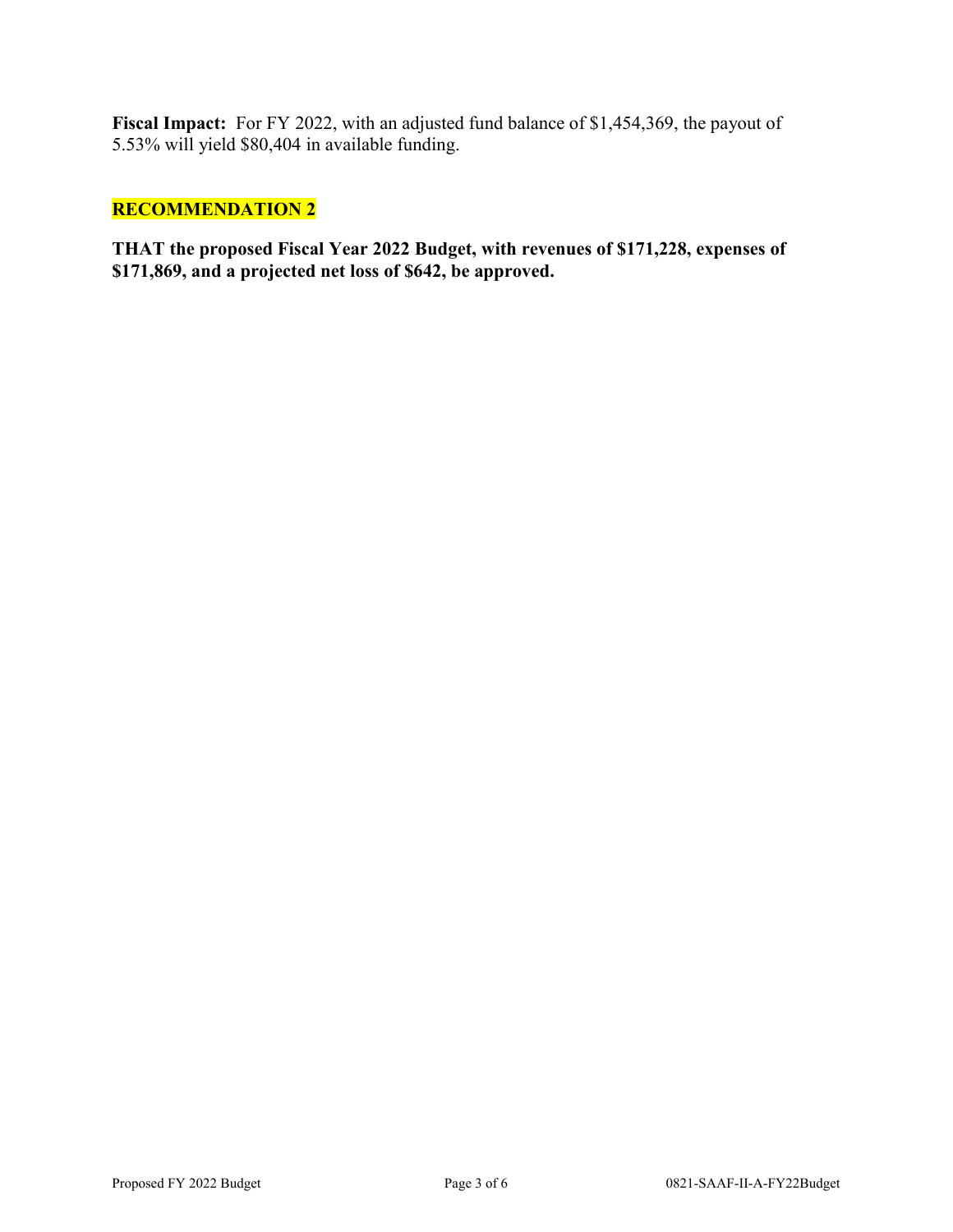**Fiscal Impact:** For FY 2022, with an adjusted fund balance of $1,454,369, the payout of 5.53% will yield $80,404 in available funding.

## RECOMMENDATION 2

**THAT the proposed Fiscal Year 2022 Budget, with revenues of $171,228, expenses of $171,869, and a projected net loss of $642, be approved.**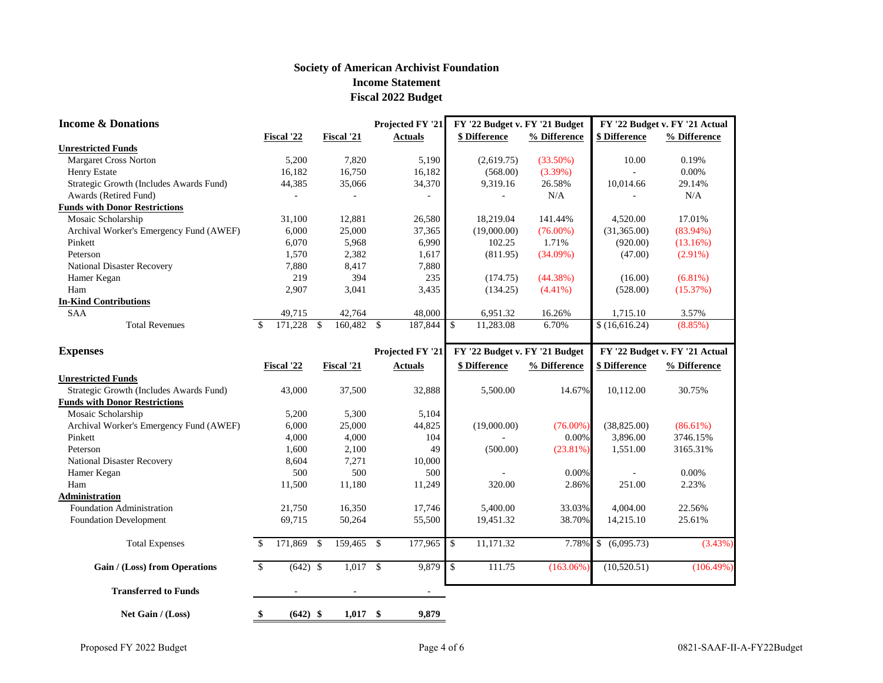# Society of American Archivist Foundation
## Income Statement
## Fiscal 2022 Budget

| Income & Donations | Fiscal '22 | Fiscal '21 | Projected FY '21 Actuals | FY '22 Budget v. FY '21 Budget | | FY '22 Budget v. FY '21 Actual | |
|---|---|---|---|---|---|---|---|
| | | | | $ Difference | % Difference | $ Difference | % Difference |
| **Unrestricted Funds** | | | | | | | |
| Margaret Cross Norton | 5,200 | 7,820 | 5,190 | (2,619.75) | (33.50%) | 10.00 | 0.19% |
| Henry Estate | 16,182 | 16,750 | 16,182 | (568.00) | (3.39%) | - | 0.00% |
| Strategic Growth (Includes Awards Fund) | 44,385 | 35,066 | 34,370 | 9,319.16 | 26.58% | 10,014.66 | 29.14% |
| Awards (Retired Fund) | - | - | - | - | N/A | - | N/A |
| **Funds with Donor Restrictions** | | | | | | | |
| Mosaic Scholarship | 31,100 | 12,881 | 26,580 | 18,219.04 | 141.44% | 4,520.00 | 17.01% |
| Archival Worker's Emergency Fund (AWEF) | 6,000 | 25,000 | 37,365 | (19,000.00) | (76.00%) | (31,365.00) | (83.94%) |
| Pinkett | 6,070 | 5,968 | 6,990 | 102.25 | 1.71% | (920.00) | (13.16%) |
| Peterson | 1,570 | 2,382 | 1,617 | (811.95) | (34.09%) | (47.00) | (2.91%) |
| National Disaster Recovery | 7,880 | 8,417 | 7,880 | | | | |
| Hamer Kegan | 219 | 394 | 235 | (174.75) | (44.38%) | (16.00) | (6.81%) |
| Ham | 2,907 | 3,041 | 3,435 | (134.25) | (4.41%) | (528.00) | (15.37%) |
| **In-Kind Contributions** | | | | | | | |
| SAA | 49,715 | 42,764 | 48,000 | 6,951.32 | 16.26% | 1,715.10 | 3.57% |
| Total Revenues | $ 171,228 | $ 160,482 | $ 187,844 | $ 11,283.08 | 6.70% | $ (16,616.24) | (8.85%) |

| Expenses | Fiscal '22 | Fiscal '21 | Projected FY '21 Actuals | FY '22 Budget v. FY '21 Budget | | FY '22 Budget v. FY '21 Actual | |
|---|---|---|---|---|---|---|---|
| | | | | $ Difference | % Difference | $ Difference | % Difference |
| **Unrestricted Funds** | | | | | | | |
| Strategic Growth (Includes Awards Fund) | 43,000 | 37,500 | 32,888 | 5,500.00 | 14.67% | 10,112.00 | 30.75% |
| **Funds with Donor Restrictions** | | | | | | | |
| Mosaic Scholarship | 5,200 | 5,300 | 5,104 | | | | |
| Archival Worker's Emergency Fund (AWEF) | 6,000 | 25,000 | 44,825 | (19,000.00) | (76.00%) | (38,825.00) | (86.61%) |
| Pinkett | 4,000 | 4,000 | 104 | - | 0.00% | 3,896.00 | 3746.15% |
| Peterson | 1,600 | 2,100 | 49 | (500.00) | (23.81%) | 1,551.00 | 3165.31% |
| National Disaster Recovery | 8,604 | 7,271 | 10,000 | | | | |
| Hamer Kegan | 500 | 500 | 500 | - | 0.00% | - | 0.00% |
| Ham | 11,500 | 11,180 | 11,249 | 320.00 | 2.86% | 251.00 | 2.23% |
| **Administration** | | | | | | | |
| Foundation Administration | 21,750 | 16,350 | 17,746 | 5,400.00 | 33.03% | 4,004.00 | 22.56% |
| Foundation Development | 69,715 | 50,264 | 55,500 | 19,451.32 | 38.70% | 14,215.10 | 25.61% |
| Total Expenses | $ 171,869 | $ 159,465 | $ 177,965 | $ 11,171.32 | 7.78% | $ (6,095.73) | (3.43%) |
| **Gain / (Loss) from Operations** | $ (642) | $ 1,017 | $ 9,879 | $ 111.75 | (163.06%) | (10,520.51) | (106.49%) |
| **Transferred to Funds** | - | - | - | | | | |
| **Net Gain / (Loss)** | **$ (642)** | **$ 1,017** | **$ 9,879** | | | | |

Proposed FY 2022 Budget

0821-SAAF-II-A-FY22Budget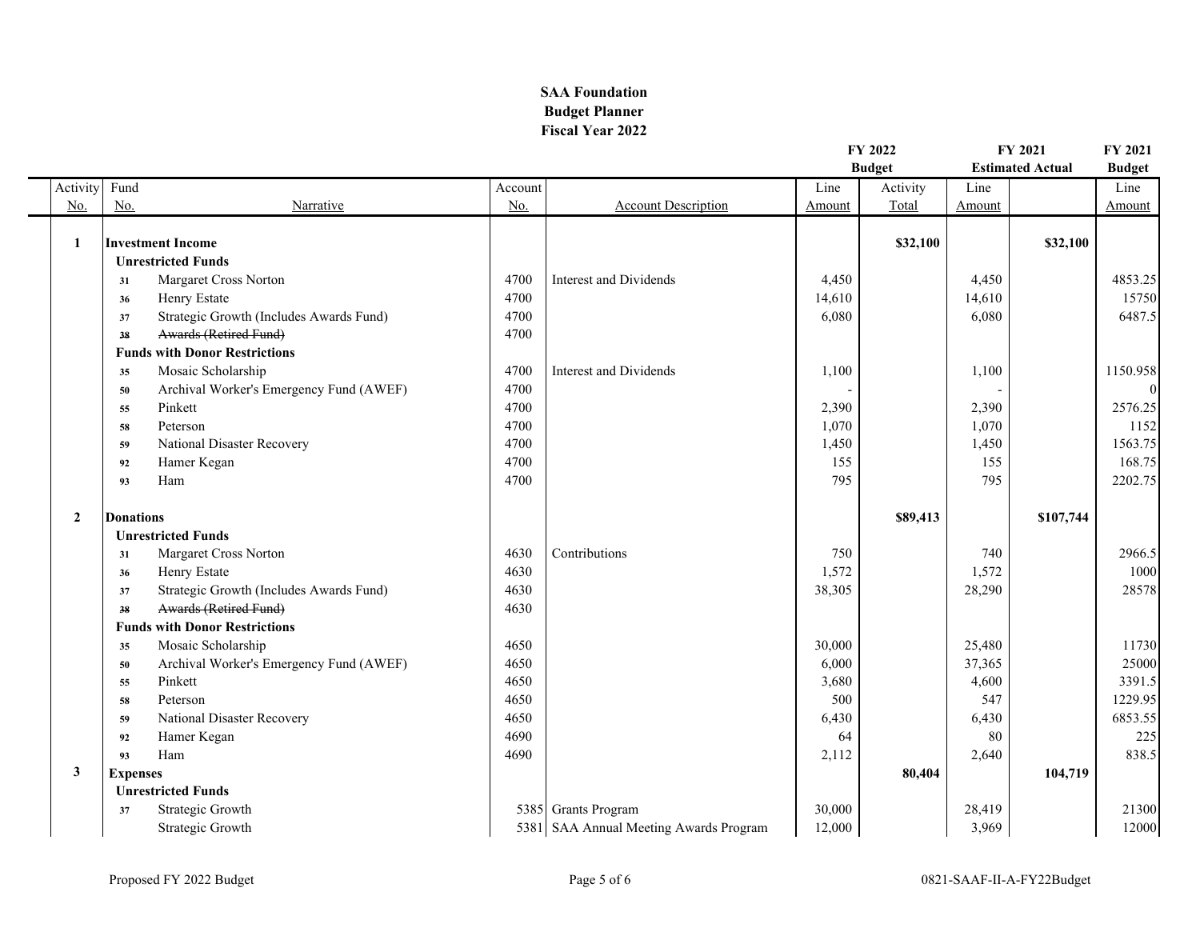# SAA Foundation
## Budget Planner
## Fiscal Year 2022

| Activity No. | Fund No. | Narrative | Account No. | Account Description | FY 2022 Budget Line Amount | FY 2022 Budget Activity Total | FY 2021 Estimated Actual Line Amount | FY 2021 Estimated Actual | FY 2021 Budget Line Amount |
|---|---|---|---|---|---|---|---|---|---|
| **1** | | **Investment Income** | | | | **$32,100** | | **$32,100** | |
| | | **Unrestricted Funds** | | | | | | | |
| | 31 | Margaret Cross Norton | 4700 | Interest and Dividends | 4,450 | | 4,450 | | 4853.25 |
| | 36 | Henry Estate | 4700 | | 14,610 | | 14,610 | | 15750 |
| | 37 | Strategic Growth (Includes Awards Fund) | 4700 | | 6,080 | | 6,080 | | 6487.5 |
| | ~~38~~ | ~~Awards (Retired Fund)~~ | 4700 | | | | | | |
| | | **Funds with Donor Restrictions** | | | | | | | |
| | 35 | Mosaic Scholarship | 4700 | Interest and Dividends | 1,100 | | 1,100 | | 1150.958 |
| | 50 | Archival Worker's Emergency Fund (AWEF) | 4700 | | - | | - | | 0 |
| | 55 | Pinkett | 4700 | | 2,390 | | 2,390 | | 2576.25 |
| | 58 | Peterson | 4700 | | 1,070 | | 1,070 | | 1152 |
| | 59 | National Disaster Recovery | 4700 | | 1,450 | | 1,450 | | 1563.75 |
| | 92 | Hamer Kegan | 4700 | | 155 | | 155 | | 168.75 |
| | 93 | Ham | 4700 | | 795 | | 795 | | 2202.75 |
| **2** | | **Donations** | | | | **$89,413** | | **$107,744** | |
| | | **Unrestricted Funds** | | | | | | | |
| | 31 | Margaret Cross Norton | 4630 | Contributions | 750 | | 740 | | 2966.5 |
| | 36 | Henry Estate | 4630 | | 1,572 | | 1,572 | | 1000 |
| | 37 | Strategic Growth (Includes Awards Fund) | 4630 | | 38,305 | | 28,290 | | 28578 |
| | ~~38~~ | ~~Awards (Retired Fund)~~ | 4630 | | | | | | |
| | | **Funds with Donor Restrictions** | | | | | | | |
| | 35 | Mosaic Scholarship | 4650 | | 30,000 | | 25,480 | | 11730 |
| | 50 | Archival Worker's Emergency Fund (AWEF) | 4650 | | 6,000 | | 37,365 | | 25000 |
| | 55 | Pinkett | 4650 | | 3,680 | | 4,600 | | 3391.5 |
| | 58 | Peterson | 4650 | | 500 | | 547 | | 1229.95 |
| | 59 | National Disaster Recovery | 4650 | | 6,430 | | 6,430 | | 6853.55 |
| | 92 | Hamer Kegan | 4690 | | 64 | | 80 | | 225 |
| | 93 | Ham | 4690 | | 2,112 | | 2,640 | | 838.5 |
| **3** | | **Expenses** | | | | **80,404** | | **104,719** | |
| | | **Unrestricted Funds** | | | | | | | |
| | 37 | Strategic Growth | 5385 | Grants Program | 30,000 | | 28,419 | | 21300 |
| | | Strategic Growth | 5381 | SAA Annual Meeting Awards Program | 12,000 | | 3,969 | | 12000 |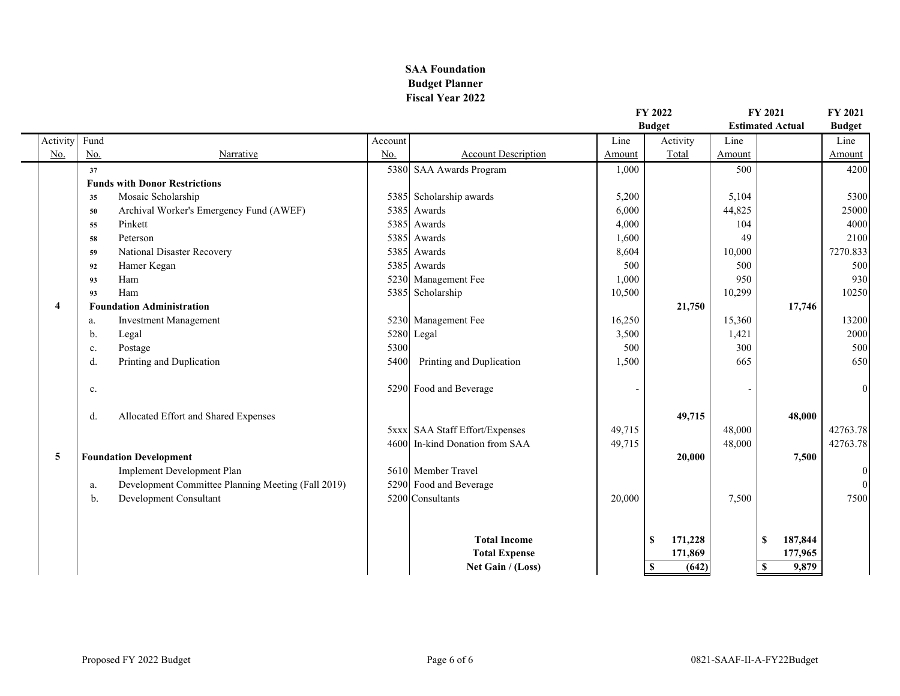**SAA Foundation**
**Budget Planner**
**Fiscal Year 2022**

| | | | | | FY 2022 Budget | | FY 2021 Estimated Actual | | FY 2021 Budget |
|---|---|---|---|---|---|---|---|---|---|
| Activity No. | Fund No. | Narrative | Account No. | Account Description | Line Amount | Activity Total | Line Amount | | Line Amount |
| | 37 | | 5380 | SAA Awards Program | 1,000 | | 500 | | 4200 |
| | **Funds with Donor Restrictions** | | | | | | | | |
| | 35 | Mosaic Scholarship | 5385 | Scholarship awards | 5,200 | | 5,104 | | 5300 |
| | 50 | Archival Worker's Emergency Fund (AWEF) | 5385 | Awards | 6,000 | | 44,825 | | 25000 |
| | 55 | Pinkett | 5385 | Awards | 4,000 | | 104 | | 4000 |
| | 58 | Peterson | 5385 | Awards | 1,600 | | 49 | | 2100 |
| | 59 | National Disaster Recovery | 5385 | Awards | 8,604 | | 10,000 | | 7270.833 |
| | 92 | Hamer Kegan | 5385 | Awards | 500 | | 500 | | 500 |
| | 93 | Ham | 5230 | Management Fee | 1,000 | | 950 | | 930 |
| | 93 | Ham | 5385 | Scholarship | 10,500 | | 10,299 | | 10250 |
| **4** | **Foundation Administration** | | | | | **21,750** | | **17,746** | |
| | a. | Investment Management | 5230 | Management Fee | 16,250 | | 15,360 | | 13200 |
| | b. | Legal | 5280 | Legal | 3,500 | | 1,421 | | 2000 |
| | c. | Postage | 5300 | | 500 | | 300 | | 500 |
| | d. | Printing and Duplication | 5400 | Printing and Duplication | 1,500 | | 665 | | 650 |
| | c. | | 5290 | Food and Beverage | - | | - | | 0 |
| | d. | Allocated Effort and Shared Expenses | | | | **49,715** | | **48,000** | |
| | | | 5xxx | SAA Staff Effort/Expenses | 49,715 | | 48,000 | | 42763.78 |
| | | | 4600 | In-kind Donation from SAA | 49,715 | | 48,000 | | 42763.78 |
| **5** | **Foundation Development** | | | | | **20,000** | | **7,500** | |
| | | Implement Development Plan | 5610 | Member Travel | | | | | 0 |
| | a. | Development Committee Planning Meeting (Fall 2019) | 5290 | Food and Beverage | | | | | 0 |
| | b. | Development Consultant | 5200 | Consultants | 20,000 | | 7,500 | | 7500 |
| | | | | **Total Income** | | **$ 171,228** | | **$ 187,844** | |
| | | | | **Total Expense** | | **171,869** | | **177,965** | |
| | | | | **Net Gain / (Loss)** | | **$ (642)** | | **$ 9,879** | |

Proposed FY 2022 Budget

0821-SAAF-II-A-FY22Budget